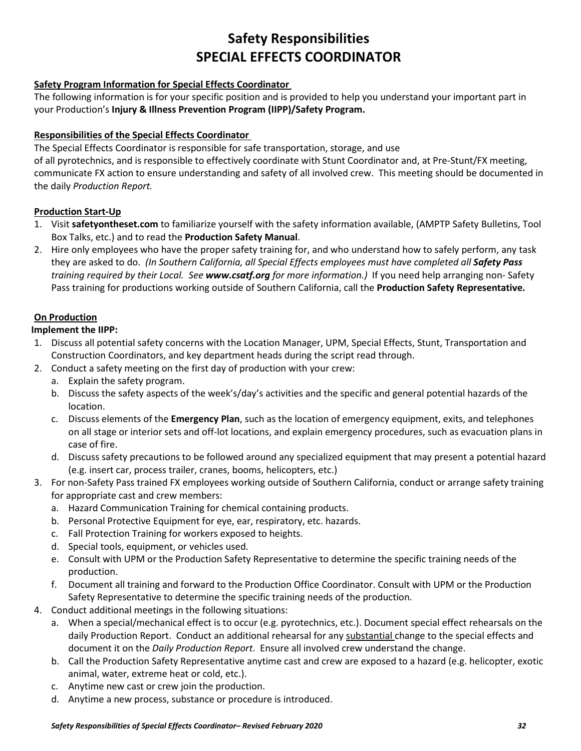# Safety Responsibilities
# SPECIAL EFFECTS COORDINATOR

**Safety Program Information for Special Effects Coordinator**

The following information is for your specific position and is provided to help you understand your important part in your Production's **Injury & Illness Prevention Program (IIPP)/Safety Program.**

**Responsibilities of the Special Effects Coordinator**

The Special Effects Coordinator is responsible for safe transportation, storage, and use of all pyrotechnics, and is responsible to effectively coordinate with Stunt Coordinator and, at Pre-Stunt/FX meeting, communicate FX action to ensure understanding and safety of all involved crew. This meeting should be documented in the daily *Production Report.*

**Production Start-Up**

1. Visit **safetyontheset.com** to familiarize yourself with the safety information available, (AMPTP Safety Bulletins, Tool Box Talks, etc.) and to read the **Production Safety Manual**.
2. Hire only employees who have the proper safety training for, and who understand how to safely perform, any task they are asked to do. *(In Southern California, all Special Effects employees must have completed all **Safety Pass** training required by their Local. See **www.csatf.org** for more information.)* If you need help arranging non- Safety Pass training for productions working outside of Southern California, call the **Production Safety Representative.**

**On Production**

**Implement the IIPP:**

1. Discuss all potential safety concerns with the Location Manager, UPM, Special Effects, Stunt, Transportation and Construction Coordinators, and key department heads during the script read through.
2. Conduct a safety meeting on the first day of production with your crew:
   a. Explain the safety program.
   b. Discuss the safety aspects of the week's/day's activities and the specific and general potential hazards of the location.
   c. Discuss elements of the **Emergency Plan**, such as the location of emergency equipment, exits, and telephones on all stage or interior sets and off-lot locations, and explain emergency procedures, such as evacuation plans in case of fire.
   d. Discuss safety precautions to be followed around any specialized equipment that may present a potential hazard (e.g. insert car, process trailer, cranes, booms, helicopters, etc.)
3. For non-Safety Pass trained FX employees working outside of Southern California, conduct or arrange safety training for appropriate cast and crew members:
   a. Hazard Communication Training for chemical containing products.
   b. Personal Protective Equipment for eye, ear, respiratory, etc. hazards.
   c. Fall Protection Training for workers exposed to heights.
   d. Special tools, equipment, or vehicles used.
   e. Consult with UPM or the Production Safety Representative to determine the specific training needs of the production.
   f. Document all training and forward to the Production Office Coordinator. Consult with UPM or the Production Safety Representative to determine the specific training needs of the production.
4. Conduct additional meetings in the following situations:
   a. When a special/mechanical effect is to occur (e.g. pyrotechnics, etc.). Document special effect rehearsals on the daily Production Report. Conduct an additional rehearsal for any <u>substantial</u> change to the special effects and document it on the *Daily Production Report*. Ensure all involved crew understand the change.
   b. Call the Production Safety Representative anytime cast and crew are exposed to a hazard (e.g. helicopter, exotic animal, water, extreme heat or cold, etc.).
   c. Anytime new cast or crew join the production.
   d. Anytime a new process, substance or procedure is introduced.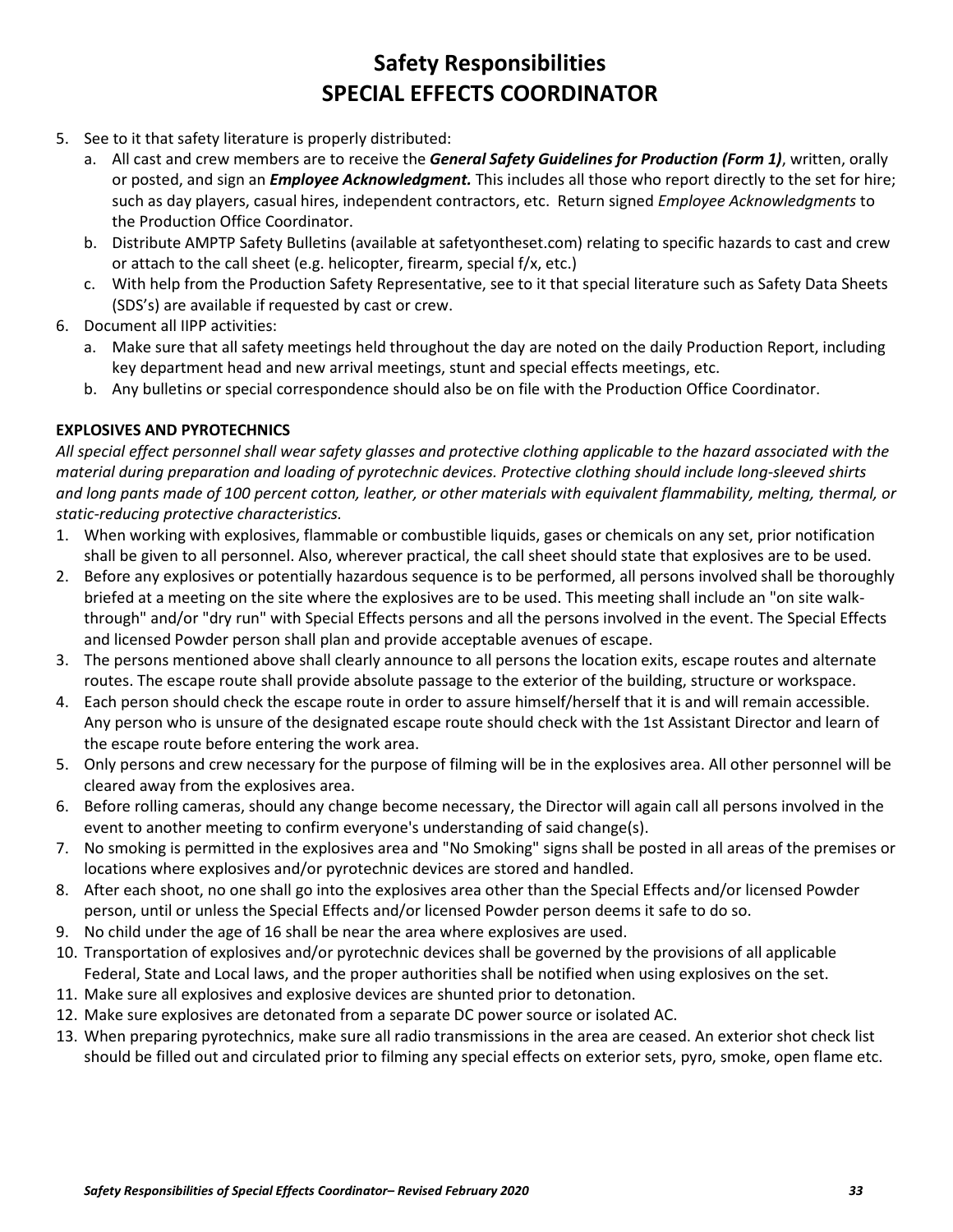# Safety Responsibilities
# SPECIAL EFFECTS COORDINATOR

5. See to it that safety literature is properly distributed:
   a. All cast and crew members are to receive the ***General Safety Guidelines for Production (Form 1)***, written, orally or posted, and sign an ***Employee Acknowledgment.*** This includes all those who report directly to the set for hire; such as day players, casual hires, independent contractors, etc. Return signed *Employee Acknowledgments* to the Production Office Coordinator.
   b. Distribute AMPTP Safety Bulletins (available at safetyontheset.com) relating to specific hazards to cast and crew or attach to the call sheet (e.g. helicopter, firearm, special f/x, etc.)
   c. With help from the Production Safety Representative, see to it that special literature such as Safety Data Sheets (SDS's) are available if requested by cast or crew.
6. Document all IIPP activities:
   a. Make sure that all safety meetings held throughout the day are noted on the daily Production Report, including key department head and new arrival meetings, stunt and special effects meetings, etc.
   b. Any bulletins or special correspondence should also be on file with the Production Office Coordinator.

**EXPLOSIVES AND PYROTECHNICS**

*All special effect personnel shall wear safety glasses and protective clothing applicable to the hazard associated with the material during preparation and loading of pyrotechnic devices. Protective clothing should include long-sleeved shirts and long pants made of 100 percent cotton, leather, or other materials with equivalent flammability, melting, thermal, or static-reducing protective characteristics.*

1. When working with explosives, flammable or combustible liquids, gases or chemicals on any set, prior notification shall be given to all personnel. Also, wherever practical, the call sheet should state that explosives are to be used.
2. Before any explosives or potentially hazardous sequence is to be performed, all persons involved shall be thoroughly briefed at a meeting on the site where the explosives are to be used. This meeting shall include an "on site walk-through" and/or "dry run" with Special Effects persons and all the persons involved in the event. The Special Effects and licensed Powder person shall plan and provide acceptable avenues of escape.
3. The persons mentioned above shall clearly announce to all persons the location exits, escape routes and alternate routes. The escape route shall provide absolute passage to the exterior of the building, structure or workspace.
4. Each person should check the escape route in order to assure himself/herself that it is and will remain accessible. Any person who is unsure of the designated escape route should check with the 1st Assistant Director and learn of the escape route before entering the work area.
5. Only persons and crew necessary for the purpose of filming will be in the explosives area. All other personnel will be cleared away from the explosives area.
6. Before rolling cameras, should any change become necessary, the Director will again call all persons involved in the event to another meeting to confirm everyone's understanding of said change(s).
7. No smoking is permitted in the explosives area and "No Smoking" signs shall be posted in all areas of the premises or locations where explosives and/or pyrotechnic devices are stored and handled.
8. After each shoot, no one shall go into the explosives area other than the Special Effects and/or licensed Powder person, until or unless the Special Effects and/or licensed Powder person deems it safe to do so.
9. No child under the age of 16 shall be near the area where explosives are used.
10. Transportation of explosives and/or pyrotechnic devices shall be governed by the provisions of all applicable Federal, State and Local laws, and the proper authorities shall be notified when using explosives on the set.
11. Make sure all explosives and explosive devices are shunted prior to detonation.
12. Make sure explosives are detonated from a separate DC power source or isolated AC.
13. When preparing pyrotechnics, make sure all radio transmissions in the area are ceased. An exterior shot check list should be filled out and circulated prior to filming any special effects on exterior sets, pyro, smoke, open flame etc.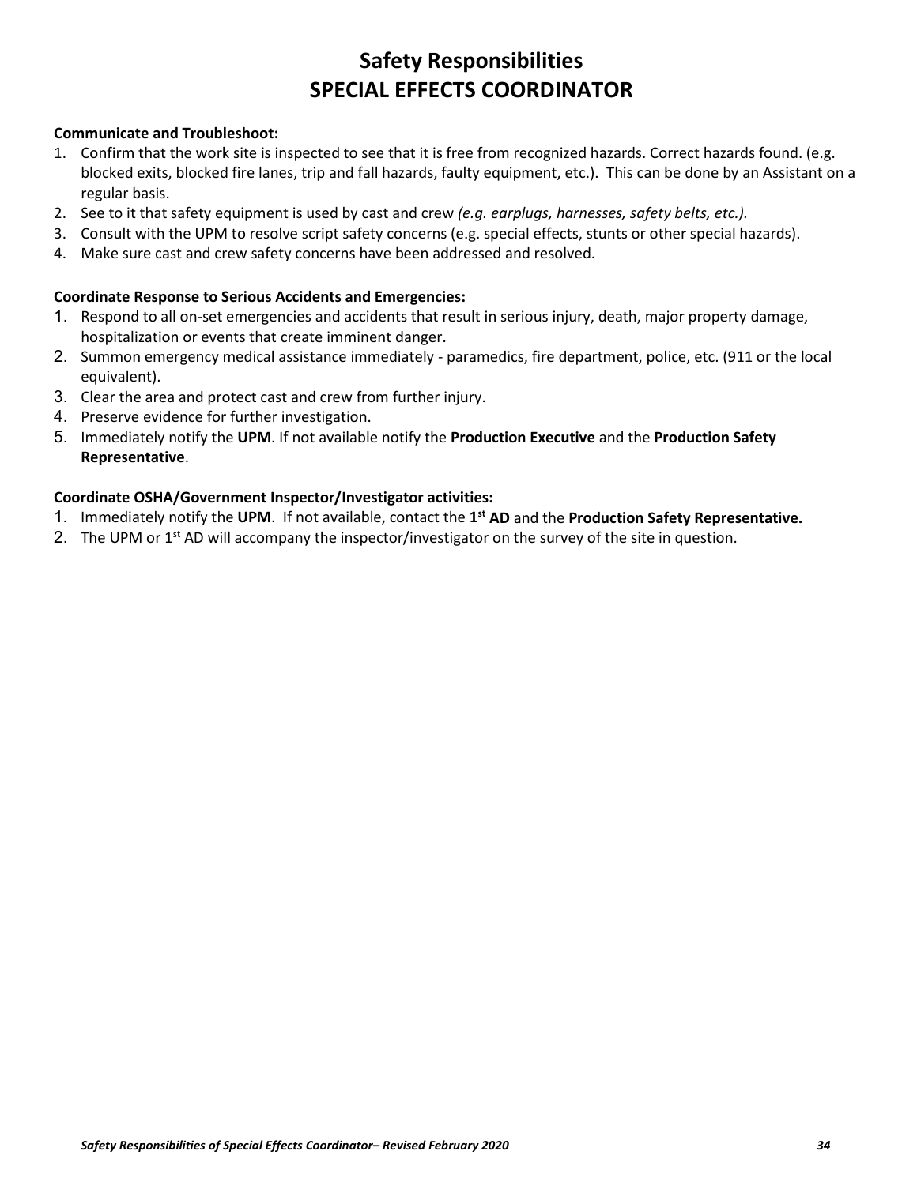# Safety Responsibilities
# SPECIAL EFFECTS COORDINATOR

**Communicate and Troubleshoot:**

1. Confirm that the work site is inspected to see that it is free from recognized hazards. Correct hazards found. (e.g. blocked exits, blocked fire lanes, trip and fall hazards, faulty equipment, etc.). This can be done by an Assistant on a regular basis.
2. See to it that safety equipment is used by cast and crew *(e.g. earplugs, harnesses, safety belts, etc.)*.
3. Consult with the UPM to resolve script safety concerns (e.g. special effects, stunts or other special hazards).
4. Make sure cast and crew safety concerns have been addressed and resolved.

**Coordinate Response to Serious Accidents and Emergencies:**

1. Respond to all on-set emergencies and accidents that result in serious injury, death, major property damage, hospitalization or events that create imminent danger.
2. Summon emergency medical assistance immediately - paramedics, fire department, police, etc. (911 or the local equivalent).
3. Clear the area and protect cast and crew from further injury.
4. Preserve evidence for further investigation.
5. Immediately notify the **UPM**. If not available notify the **Production Executive** and the **Production Safety Representative**.

**Coordinate OSHA/Government Inspector/Investigator activities:**

1. Immediately notify the **UPM**. If not available, contact the **1st AD** and the **Production Safety Representative.**
2. The UPM or 1st AD will accompany the inspector/investigator on the survey of the site in question.